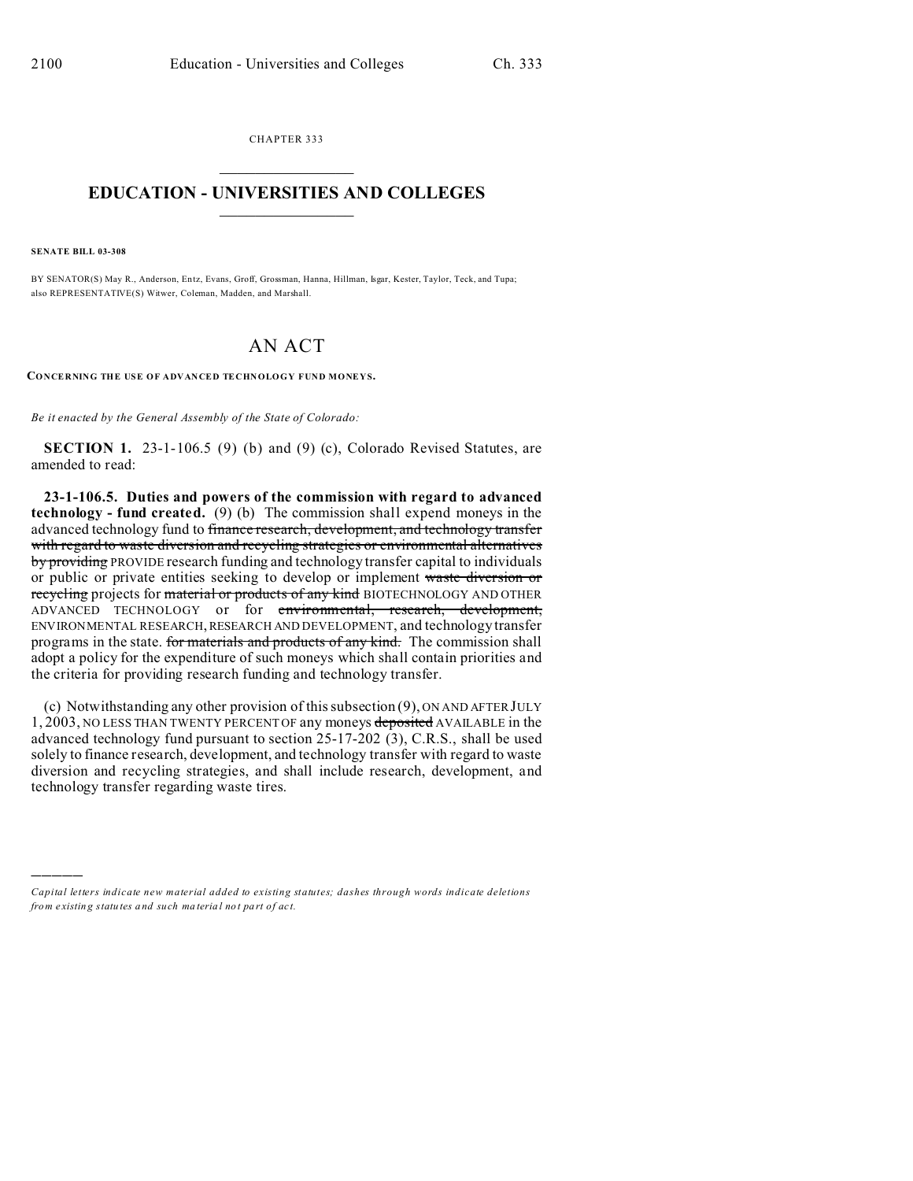CHAPTER 333

# EDUCATION - UNIVERSITIES AND COLLEGES

**SENATE BILL 03-308**

BY SENATOR(S) May R., Anderson, Entz, Evans, Groff, Grossman, Hanna, Hillman, Isgar, Kester, Taylor, Teck, and Tupa;
also REPRESENTATIVE(S) Witwer, Coleman, Madden, and Marshall.

# AN ACT

**CONCERNING THE USE OF ADVANCED TECHNOLOGY FUND MONEYS.**

*Be it enacted by the General Assembly of the State of Colorado:*

**SECTION 1.** 23-1-106.5 (9) (b) and (9) (c), Colorado Revised Statutes, are amended to read:

**23-1-106.5. Duties and powers of the commission with regard to advanced technology - fund created.** (9) (b) The commission shall expend moneys in the advanced technology fund to ~~finance research, development, and technology transfer with regard to waste diversion and recycling strategies or environmental alternatives by providing~~ PROVIDE research funding and technology transfer capital to individuals or public or private entities seeking to develop or implement ~~waste diversion or recycling~~ projects for ~~material or products of any kind~~ BIOTECHNOLOGY AND OTHER ADVANCED TECHNOLOGY or for ~~environmental, research, development,~~ ENVIRONMENTAL RESEARCH, RESEARCH AND DEVELOPMENT, and technology transfer programs in the state. ~~for materials and products of any kind.~~ The commission shall adopt a policy for the expenditure of such moneys which shall contain priorities and the criteria for providing research funding and technology transfer.

(c) Notwithstanding any other provision of this subsection (9), ON AND AFTER JULY 1, 2003, NO LESS THAN TWENTY PERCENT OF any moneys ~~deposited~~ AVAILABLE in the advanced technology fund pursuant to section 25-17-202 (3), C.R.S., shall be used solely to finance research, development, and technology transfer with regard to waste diversion and recycling strategies, and shall include research, development, and technology transfer regarding waste tires.

---

*Capital letters indicate new material added to existing statutes; dashes through words indicate deletions from existing statutes and such material not part of act.*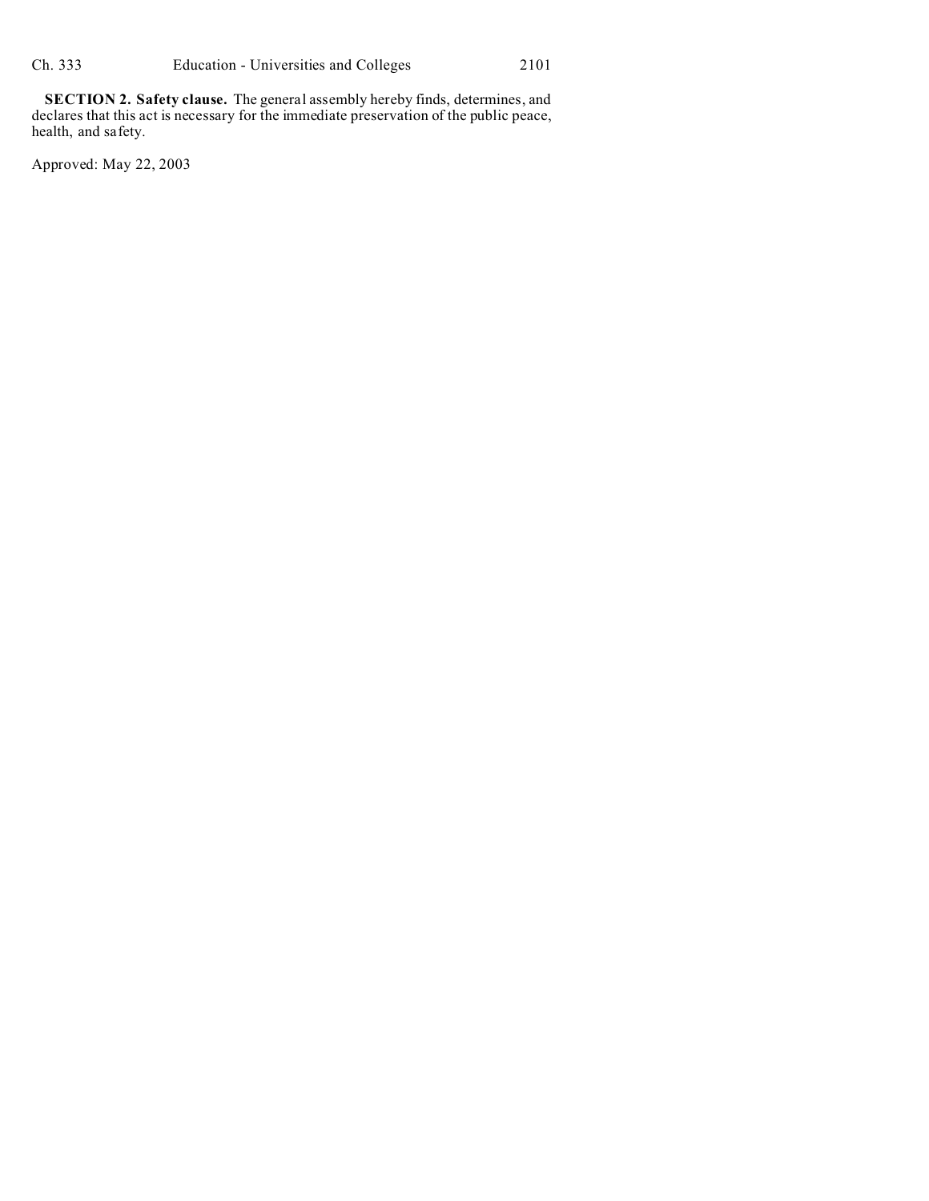**SECTION 2. Safety clause.** The general assembly hereby finds, determines, and declares that this act is necessary for the immediate preservation of the public peace, health, and safety.

Approved: May 22, 2003